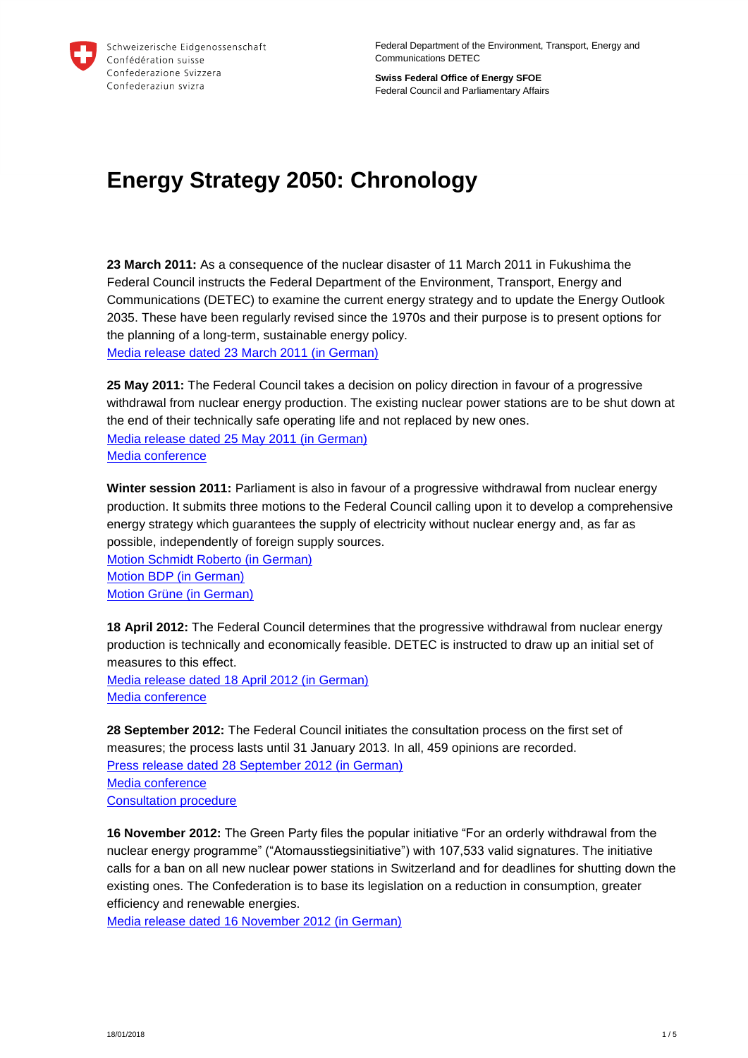Schweizerische Eidgenossenschaft
Confédération suisse
Confederazione Svizzera
Confederaziun svizra

Federal Department of the Environment, Transport, Energy and Communications DETEC

**Swiss Federal Office of Energy SFOE**
Federal Council and Parliamentary Affairs

# Energy Strategy 2050: Chronology

**23 March 2011:** As a consequence of the nuclear disaster of 11 March 2011 in Fukushima the Federal Council instructs the Federal Department of the Environment, Transport, Energy and Communications (DETEC) to examine the current energy strategy and to update the Energy Outlook 2035. These have been regularly revised since the 1970s and their purpose is to present options for the planning of a long-term, sustainable energy policy.
Media release dated 23 March 2011 (in German)

**25 May 2011:** The Federal Council takes a decision on policy direction in favour of a progressive withdrawal from nuclear energy production. The existing nuclear power stations are to be shut down at the end of their technically safe operating life and not replaced by new ones.
Media release dated 25 May 2011 (in German)
Media conference

**Winter session 2011:** Parliament is also in favour of a progressive withdrawal from nuclear energy production. It submits three motions to the Federal Council calling upon it to develop a comprehensive energy strategy which guarantees the supply of electricity without nuclear energy and, as far as possible, independently of foreign supply sources.
Motion Schmidt Roberto (in German)
Motion BDP (in German)
Motion Grüne (in German)

**18 April 2012:** The Federal Council determines that the progressive withdrawal from nuclear energy production is technically and economically feasible. DETEC is instructed to draw up an initial set of measures to this effect.
Media release dated 18 April 2012 (in German)
Media conference

**28 September 2012:** The Federal Council initiates the consultation process on the first set of measures; the process lasts until 31 January 2013. In all, 459 opinions are recorded.
Press release dated 28 September 2012 (in German)
Media conference
Consultation procedure

**16 November 2012:** The Green Party files the popular initiative "For an orderly withdrawal from the nuclear energy programme" ("Atomausstiegsinitiative") with 107,533 valid signatures. The initiative calls for a ban on all new nuclear power stations in Switzerland and for deadlines for shutting down the existing ones. The Confederation is to base its legislation on a reduction in consumption, greater efficiency and renewable energies.
Media release dated 16 November 2012 (in German)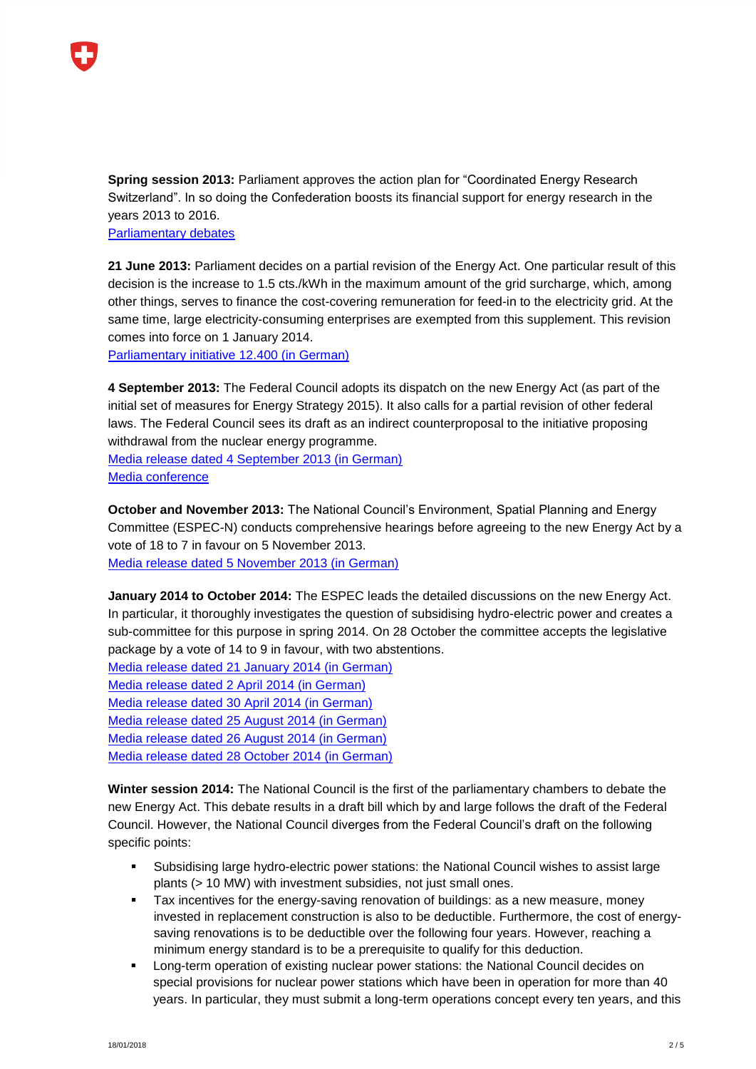**Spring session 2013:** Parliament approves the action plan for "Coordinated Energy Research Switzerland". In so doing the Confederation boosts its financial support for energy research in the years 2013 to 2016.
[Parliamentary debates]

**21 June 2013:** Parliament decides on a partial revision of the Energy Act. One particular result of this decision is the increase to 1.5 cts./kWh in the maximum amount of the grid surcharge, which, among other things, serves to finance the cost-covering remuneration for feed-in to the electricity grid. At the same time, large electricity-consuming enterprises are exempted from this supplement. This revision comes into force on 1 January 2014.
[Parliamentary initiative 12.400 (in German)]

**4 September 2013:** The Federal Council adopts its dispatch on the new Energy Act (as part of the initial set of measures for Energy Strategy 2015). It also calls for a partial revision of other federal laws. The Federal Council sees its draft as an indirect counterproposal to the initiative proposing withdrawal from the nuclear energy programme.
[Media release dated 4 September 2013 (in German)]
[Media conference]

**October and November 2013:** The National Council's Environment, Spatial Planning and Energy Committee (ESPEC-N) conducts comprehensive hearings before agreeing to the new Energy Act by a vote of 18 to 7 in favour on 5 November 2013.
[Media release dated 5 November 2013 (in German)]

**January 2014 to October 2014:** The ESPEC leads the detailed discussions on the new Energy Act. In particular, it thoroughly investigates the question of subsidising hydro-electric power and creates a sub-committee for this purpose in spring 2014. On 28 October the committee accepts the legislative package by a vote of 14 to 9 in favour, with two abstentions.
[Media release dated 21 January 2014 (in German)]
[Media release dated 2 April 2014 (in German)]
[Media release dated 30 April 2014 (in German)]
[Media release dated 25 August 2014 (in German)]
[Media release dated 26 August 2014 (in German)]
[Media release dated 28 October 2014 (in German)]

**Winter session 2014:** The National Council is the first of the parliamentary chambers to debate the new Energy Act. This debate results in a draft bill which by and large follows the draft of the Federal Council. However, the National Council diverges from the Federal Council's draft on the following specific points:

- Subsidising large hydro-electric power stations: the National Council wishes to assist large plants (> 10 MW) with investment subsidies, not just small ones.
- Tax incentives for the energy-saving renovation of buildings: as a new measure, money invested in replacement construction is also to be deductible. Furthermore, the cost of energy-saving renovations is to be deductible over the following four years. However, reaching a minimum energy standard is to be a prerequisite to qualify for this deduction.
- Long-term operation of existing nuclear power stations: the National Council decides on special provisions for nuclear power stations which have been in operation for more than 40 years. In particular, they must submit a long-term operations concept every ten years, and this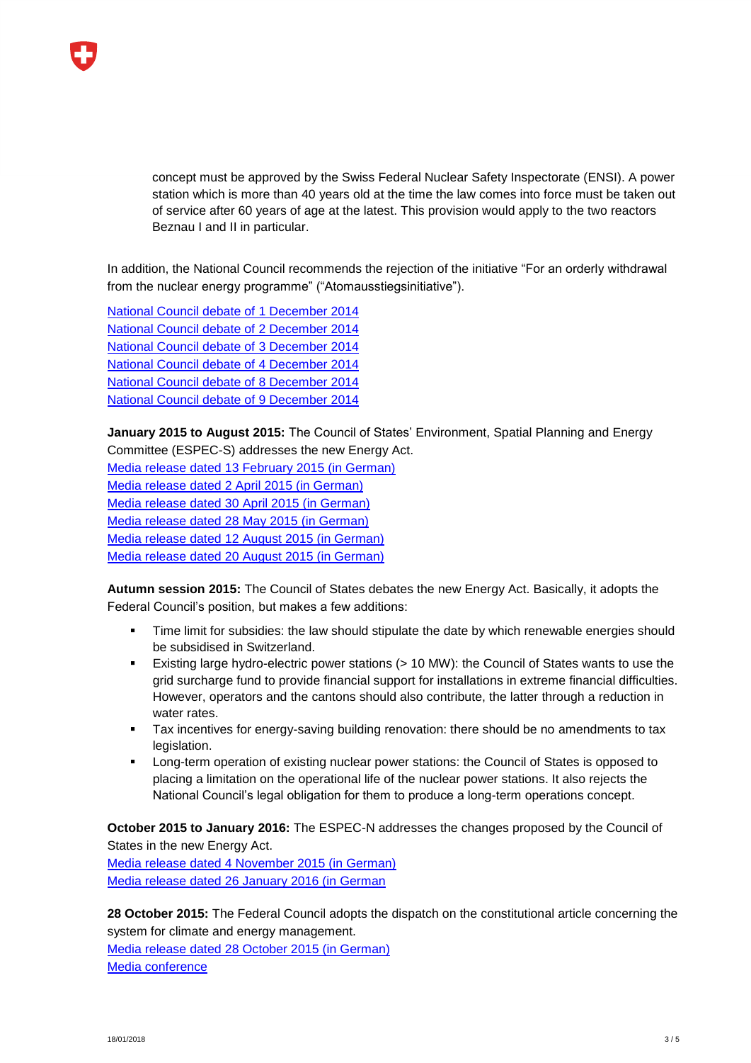concept must be approved by the Swiss Federal Nuclear Safety Inspectorate (ENSI). A power station which is more than 40 years old at the time the law comes into force must be taken out of service after 60 years of age at the latest. This provision would apply to the two reactors Beznau I and II in particular.

In addition, the National Council recommends the rejection of the initiative "For an orderly withdrawal from the nuclear energy programme" ("Atomausstiegsinitiative").

National Council debate of 1 December 2014
National Council debate of 2 December 2014
National Council debate of 3 December 2014
National Council debate of 4 December 2014
National Council debate of 8 December 2014
National Council debate of 9 December 2014

**January 2015 to August 2015:** The Council of States' Environment, Spatial Planning and Energy Committee (ESPEC-S) addresses the new Energy Act.
Media release dated 13 February 2015 (in German)
Media release dated 2 April 2015 (in German)
Media release dated 30 April 2015 (in German)
Media release dated 28 May 2015 (in German)
Media release dated 12 August 2015 (in German)
Media release dated 20 August 2015 (in German)

**Autumn session 2015:** The Council of States debates the new Energy Act. Basically, it adopts the Federal Council's position, but makes a few additions:

- Time limit for subsidies: the law should stipulate the date by which renewable energies should be subsidised in Switzerland.
- Existing large hydro-electric power stations (> 10 MW): the Council of States wants to use the grid surcharge fund to provide financial support for installations in extreme financial difficulties. However, operators and the cantons should also contribute, the latter through a reduction in water rates.
- Tax incentives for energy-saving building renovation: there should be no amendments to tax legislation.
- Long-term operation of existing nuclear power stations: the Council of States is opposed to placing a limitation on the operational life of the nuclear power stations. It also rejects the National Council's legal obligation for them to produce a long-term operations concept.

**October 2015 to January 2016:** The ESPEC-N addresses the changes proposed by the Council of States in the new Energy Act.
Media release dated 4 November 2015 (in German)
Media release dated 26 January 2016 (in German

**28 October 2015:** The Federal Council adopts the dispatch on the constitutional article concerning the system for climate and energy management.
Media release dated 28 October 2015 (in German)
Media conference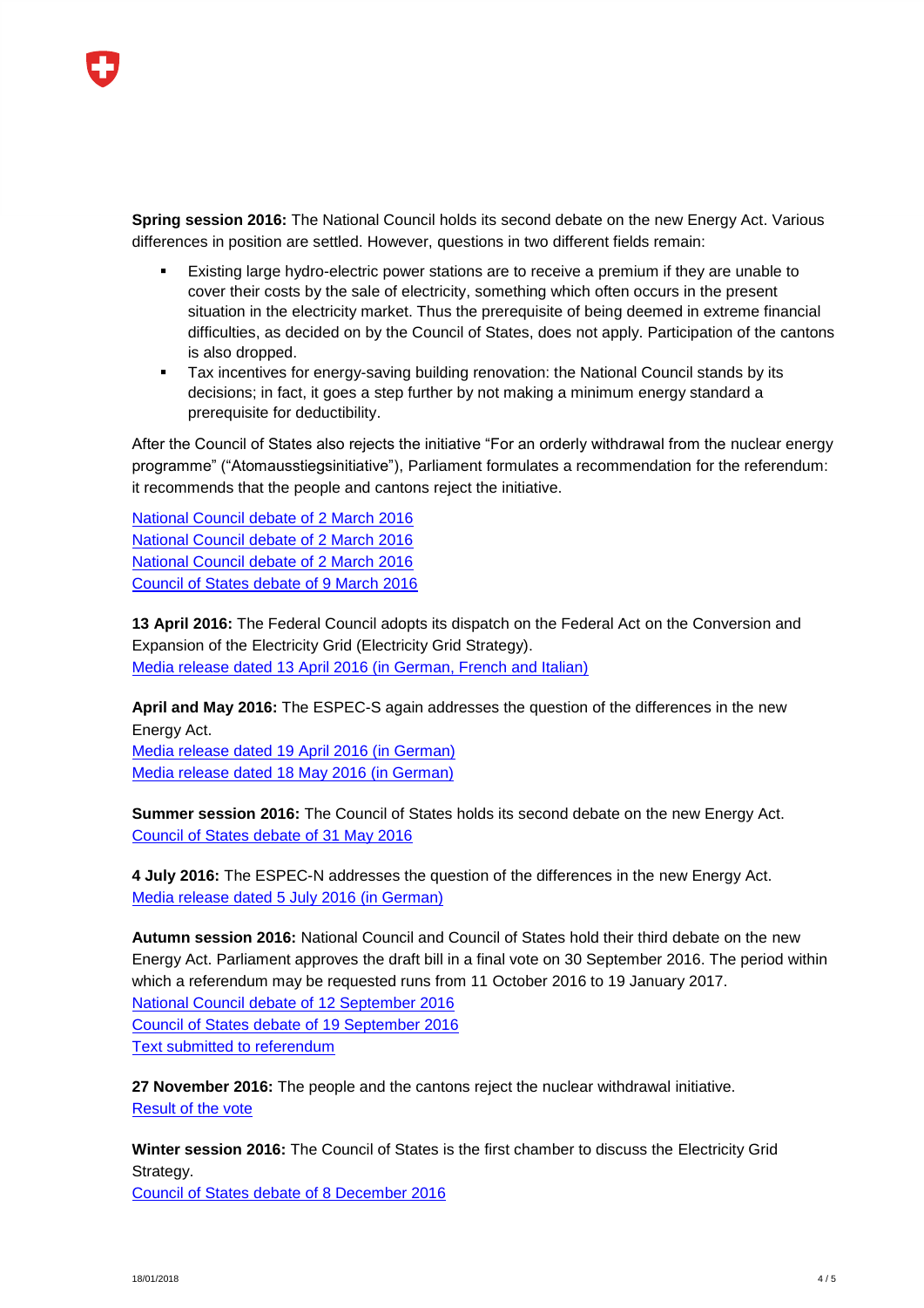**Spring session 2016:** The National Council holds its second debate on the new Energy Act. Various differences in position are settled. However, questions in two different fields remain:

- Existing large hydro-electric power stations are to receive a premium if they are unable to cover their costs by the sale of electricity, something which often occurs in the present situation in the electricity market. Thus the prerequisite of being deemed in extreme financial difficulties, as decided on by the Council of States, does not apply. Participation of the cantons is also dropped.
- Tax incentives for energy-saving building renovation: the National Council stands by its decisions; in fact, it goes a step further by not making a minimum energy standard a prerequisite for deductibility.

After the Council of States also rejects the initiative "For an orderly withdrawal from the nuclear energy programme" ("Atomausstiegsinitiative"), Parliament formulates a recommendation for the referendum: it recommends that the people and cantons reject the initiative.

National Council debate of 2 March 2016
National Council debate of 2 March 2016
National Council debate of 2 March 2016
Council of States debate of 9 March 2016

**13 April 2016:** The Federal Council adopts its dispatch on the Federal Act on the Conversion and Expansion of the Electricity Grid (Electricity Grid Strategy).
Media release dated 13 April 2016 (in German, French and Italian)

**April and May 2016:** The ESPEC-S again addresses the question of the differences in the new Energy Act.
Media release dated 19 April 2016 (in German)
Media release dated 18 May 2016 (in German)

**Summer session 2016:** The Council of States holds its second debate on the new Energy Act.
Council of States debate of 31 May 2016

**4 July 2016:** The ESPEC-N addresses the question of the differences in the new Energy Act.
Media release dated 5 July 2016 (in German)

**Autumn session 2016:** National Council and Council of States hold their third debate on the new Energy Act. Parliament approves the draft bill in a final vote on 30 September 2016. The period within which a referendum may be requested runs from 11 October 2016 to 19 January 2017.
National Council debate of 12 September 2016
Council of States debate of 19 September 2016
Text submitted to referendum

**27 November 2016:** The people and the cantons reject the nuclear withdrawal initiative.
Result of the vote

**Winter session 2016:** The Council of States is the first chamber to discuss the Electricity Grid Strategy.
Council of States debate of 8 December 2016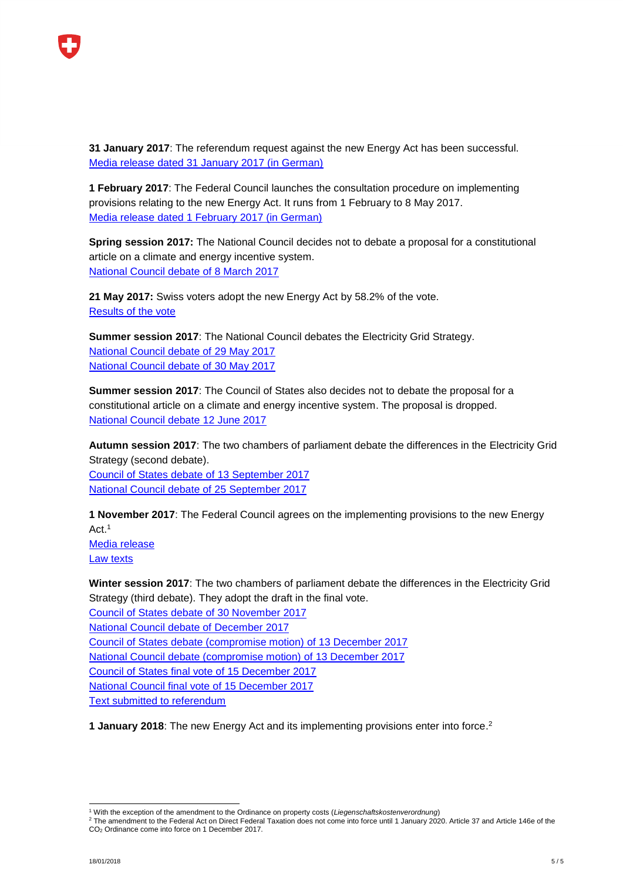**31 January 2017**: The referendum request against the new Energy Act has been successful.
[Media release dated 31 January 2017 (in German)]

**1 February 2017**: The Federal Council launches the consultation procedure on implementing provisions relating to the new Energy Act. It runs from 1 February to 8 May 2017.
[Media release dated 1 February 2017 (in German)]

**Spring session 2017:** The National Council decides not to debate a proposal for a constitutional article on a climate and energy incentive system.
[National Council debate of 8 March 2017]

**21 May 2017:** Swiss voters adopt the new Energy Act by 58.2% of the vote.
[Results of the vote]

**Summer session 2017**: The National Council debates the Electricity Grid Strategy.
[National Council debate of 29 May 2017]
[National Council debate of 30 May 2017]

**Summer session 2017**: The Council of States also decides not to debate the proposal for a constitutional article on a climate and energy incentive system. The proposal is dropped.
[National Council debate 12 June 2017]

**Autumn session 2017**: The two chambers of parliament debate the differences in the Electricity Grid Strategy (second debate).
[Council of States debate of 13 September 2017]
[National Council debate of 25 September 2017]

**1 November 2017**: The Federal Council agrees on the implementing provisions to the new Energy Act.[1]
[Media release]
[Law texts]

**Winter session 2017**: The two chambers of parliament debate the differences in the Electricity Grid Strategy (third debate). They adopt the draft in the final vote.
[Council of States debate of 30 November 2017]
[National Council debate of December 2017]
[Council of States debate (compromise motion) of 13 December 2017]
[National Council debate (compromise motion) of 13 December 2017]
[Council of States final vote of 15 December 2017]
[National Council final vote of 15 December 2017]
[Text submitted to referendum]

**1 January 2018**: The new Energy Act and its implementing provisions enter into force.[2]

---

[1] With the exception of the amendment to the Ordinance on property costs (*Liegenschaftskostenverordnung*)

[2] The amendment to the Federal Act on Direct Federal Taxation does not come into force until 1 January 2020. Article 37 and Article 146e of the $CO_2$ Ordinance come into force on 1 December 2017.